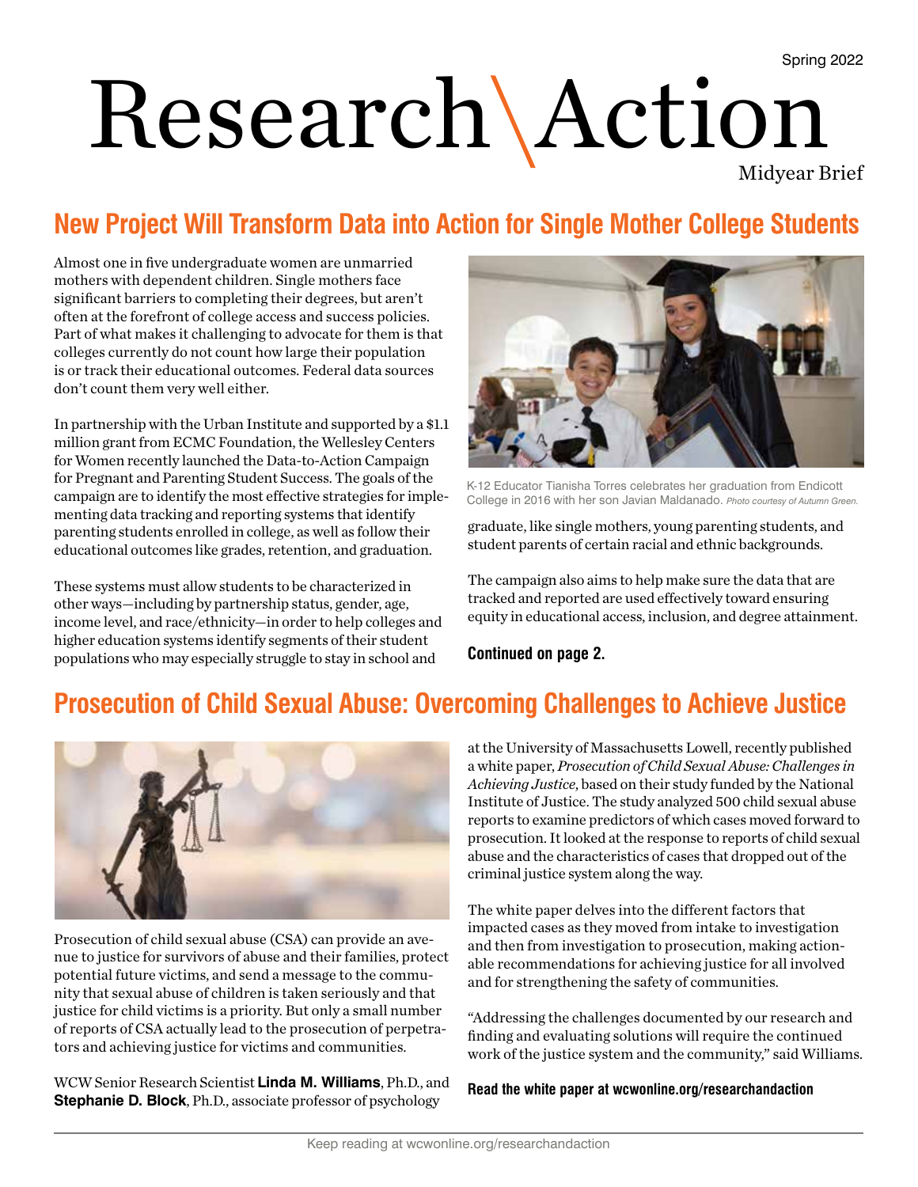Spring 2022

# Research\Action

Midyear Brief

## New Project Will Transform Data into Action for Single Mother College Students

Almost one in five undergraduate women are unmarried mothers with dependent children. Single mothers face significant barriers to completing their degrees, but aren't often at the forefront of college access and success policies. Part of what makes it challenging to advocate for them is that colleges currently do not count how large their population is or track their educational outcomes. Federal data sources don't count them very well either.

In partnership with the Urban Institute and supported by a $1.1 million grant from ECMC Foundation, the Wellesley Centers for Women recently launched the Data-to-Action Campaign for Pregnant and Parenting Student Success. The goals of the campaign are to identify the most effective strategies for implementing data tracking and reporting systems that identify parenting students enrolled in college, as well as follow their educational outcomes like grades, retention, and graduation.

These systems must allow students to be characterized in other ways—including by partnership status, gender, age, income level, and race/ethnicity—in order to help colleges and higher education systems identify segments of their student populations who may especially struggle to stay in school and graduate, like single mothers, young parenting students, and student parents of certain racial and ethnic backgrounds.

K-12 Educator Tianisha Torres celebrates her graduation from Endicott College in 2016 with her son Javian Maldanado. *Photo courtesy of Autumn Green.*

The campaign also aims to help make sure the data that are tracked and reported are used effectively toward ensuring equity in educational access, inclusion, and degree attainment.

**Continued on page 2.**

## Prosecution of Child Sexual Abuse: Overcoming Challenges to Achieve Justice

Prosecution of child sexual abuse (CSA) can provide an avenue to justice for survivors of abuse and their families, protect potential future victims, and send a message to the community that sexual abuse of children is taken seriously and that justice for child victims is a priority. But only a small number of reports of CSA actually lead to the prosecution of perpetrators and achieving justice for victims and communities.

WCW Senior Research Scientist **Linda M. Williams**, Ph.D., and **Stephanie D. Block**, Ph.D., associate professor of psychology at the University of Massachusetts Lowell, recently published a white paper, *Prosecution of Child Sexual Abuse: Challenges in Achieving Justice*, based on their study funded by the National Institute of Justice. The study analyzed 500 child sexual abuse reports to examine predictors of which cases moved forward to prosecution. It looked at the response to reports of child sexual abuse and the characteristics of cases that dropped out of the criminal justice system along the way.

The white paper delves into the different factors that impacted cases as they moved from intake to investigation and then from investigation to prosecution, making actionable recommendations for achieving justice for all involved and for strengthening the safety of communities.

"Addressing the challenges documented by our research and finding and evaluating solutions will require the continued work of the justice system and the community," said Williams.

**Read the white paper at wcwonline.org/researchandaction**

Keep reading at wcwonline.org/researchandaction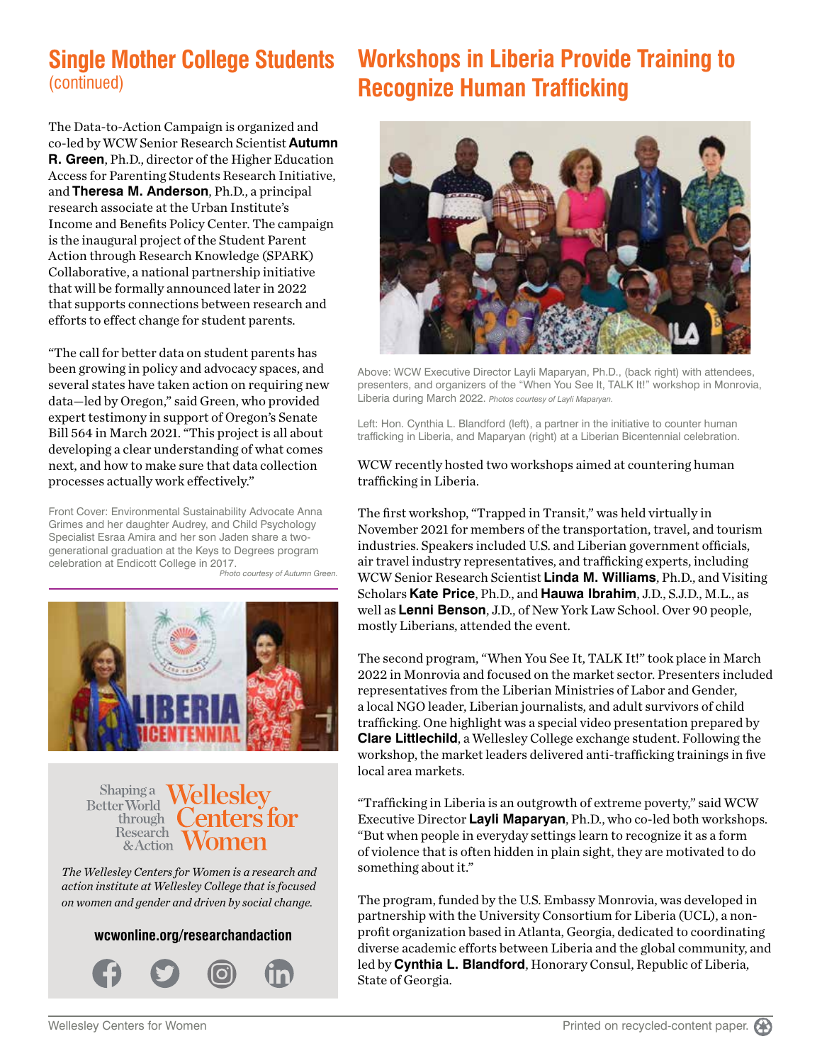## Single Mother College Students
(continued)

The Data-to-Action Campaign is organized and co-led by WCW Senior Research Scientist **Autumn R. Green**, Ph.D., director of the Higher Education Access for Parenting Students Research Initiative, and **Theresa M. Anderson**, Ph.D., a principal research associate at the Urban Institute's Income and Benefits Policy Center. The campaign is the inaugural project of the Student Parent Action through Research Knowledge (SPARK) Collaborative, a national partnership initiative that will be formally announced later in 2022 that supports connections between research and efforts to effect change for student parents.

"The call for better data on student parents has been growing in policy and advocacy spaces, and several states have taken action on requiring new data—led by Oregon," said Green, who provided expert testimony in support of Oregon's Senate Bill 564 in March 2021. "This project is all about developing a clear understanding of what comes next, and how to make sure that data collection processes actually work effectively."

Front Cover: Environmental Sustainability Advocate Anna Grimes and her daughter Audrey, and Child Psychology Specialist Esraa Amira and her son Jaden share a two-generational graduation at the Keys to Degrees program celebration at Endicott College in 2017. *Photo courtesy of Autumn Green.*

Shaping a Better World through Research & Action — Wellesley Centers for Women

*The Wellesley Centers for Women is a research and action institute at Wellesley College that is focused on women and gender and driven by social change.*

**wcwonline.org/researchandaction**

## Workshops in Liberia Provide Training to Recognize Human Trafficking

Above: WCW Executive Director Layli Maparyan, Ph.D., (back right) with attendees, presenters, and organizers of the "When You See It, TALK It!" workshop in Monrovia, Liberia during March 2022. *Photos courtesy of Layli Maparyan.*

Left: Hon. Cynthia L. Blandford (left), a partner in the initiative to counter human trafficking in Liberia, and Maparyan (right) at a Liberian Bicentennial celebration.

WCW recently hosted two workshops aimed at countering human trafficking in Liberia.

The first workshop, "Trapped in Transit," was held virtually in November 2021 for members of the transportation, travel, and tourism industries. Speakers included U.S. and Liberian government officials, air travel industry representatives, and trafficking experts, including WCW Senior Research Scientist **Linda M. Williams**, Ph.D., and Visiting Scholars **Kate Price**, Ph.D., and **Hauwa Ibrahim**, J.D., S.J.D., M.L., as well as **Lenni Benson**, J.D., of New York Law School. Over 90 people, mostly Liberians, attended the event.

The second program, "When You See It, TALK It!" took place in March 2022 in Monrovia and focused on the market sector. Presenters included representatives from the Liberian Ministries of Labor and Gender, a local NGO leader, Liberian journalists, and adult survivors of child trafficking. One highlight was a special video presentation prepared by **Clare Littlechild**, a Wellesley College exchange student. Following the workshop, the market leaders delivered anti-trafficking trainings in five local area markets.

"Trafficking in Liberia is an outgrowth of extreme poverty," said WCW Executive Director **Layli Maparyan**, Ph.D., who co-led both workshops. "But when people in everyday settings learn to recognize it as a form of violence that is often hidden in plain sight, they are motivated to do something about it."

The program, funded by the U.S. Embassy Monrovia, was developed in partnership with the University Consortium for Liberia (UCL), a non-profit organization based in Atlanta, Georgia, dedicated to coordinating diverse academic efforts between Liberia and the global community, and led by **Cynthia L. Blandford**, Honorary Consul, Republic of Liberia, State of Georgia.

Printed on recycled-content paper.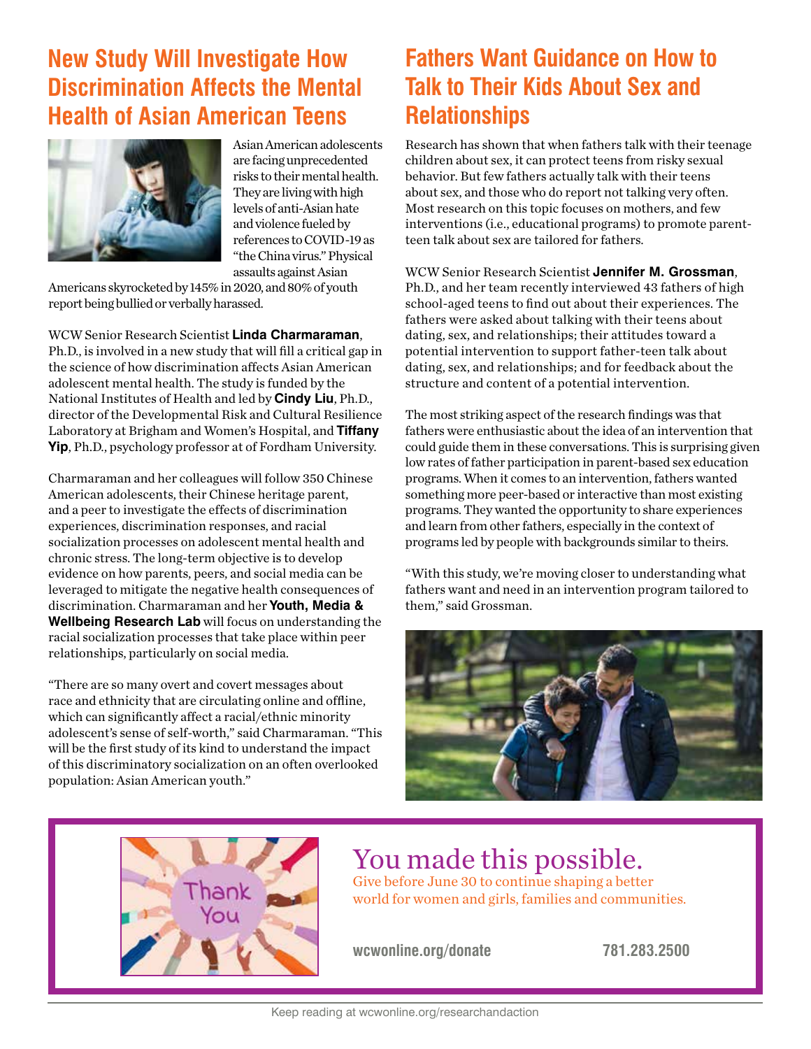## New Study Will Investigate How Discrimination Affects the Mental Health of Asian American Teens

Asian American adolescents are facing unprecedented risks to their mental health. They are living with high levels of anti-Asian hate and violence fueled by references to COVID-19 as "the China virus." Physical assaults against Asian Americans skyrocketed by 145% in 2020, and 80% of youth report being bullied or verbally harassed.

WCW Senior Research Scientist **Linda Charmaraman**, Ph.D., is involved in a new study that will fill a critical gap in the science of how discrimination affects Asian American adolescent mental health. The study is funded by the National Institutes of Health and led by **Cindy Liu**, Ph.D., director of the Developmental Risk and Cultural Resilience Laboratory at Brigham and Women's Hospital, and **Tiffany Yip**, Ph.D., psychology professor at of Fordham University.

Charmaraman and her colleagues will follow 350 Chinese American adolescents, their Chinese heritage parent, and a peer to investigate the effects of discrimination experiences, discrimination responses, and racial socialization processes on adolescent mental health and chronic stress. The long-term objective is to develop evidence on how parents, peers, and social media can be leveraged to mitigate the negative health consequences of discrimination. Charmaraman and her **Youth, Media & Wellbeing Research Lab** will focus on understanding the racial socialization processes that take place within peer relationships, particularly on social media.

"There are so many overt and covert messages about race and ethnicity that are circulating online and offline, which can significantly affect a racial/ethnic minority adolescent's sense of self-worth," said Charmaraman. "This will be the first study of its kind to understand the impact of this discriminatory socialization on an often overlooked population: Asian American youth."

## Fathers Want Guidance on How to Talk to Their Kids About Sex and Relationships

Research has shown that when fathers talk with their teenage children about sex, it can protect teens from risky sexual behavior. But few fathers actually talk with their teens about sex, and those who do report not talking very often. Most research on this topic focuses on mothers, and few interventions (i.e., educational programs) to promote parent-teen talk about sex are tailored for fathers.

WCW Senior Research Scientist **Jennifer M. Grossman**, Ph.D., and her team recently interviewed 43 fathers of high school-aged teens to find out about their experiences. The fathers were asked about talking with their teens about dating, sex, and relationships; their attitudes toward a potential intervention to support father-teen talk about dating, sex, and relationships; and for feedback about the structure and content of a potential intervention.

The most striking aspect of the research findings was that fathers were enthusiastic about the idea of an intervention that could guide them in these conversations. This is surprising given low rates of father participation in parent-based sex education programs. When it comes to an intervention, fathers wanted something more peer-based or interactive than most existing programs. They wanted the opportunity to share experiences and learn from other fathers, especially in the context of programs led by people with backgrounds similar to theirs.

"With this study, we're moving closer to understanding what fathers want and need in an intervention program tailored to them," said Grossman.

You made this possible.

Give before June 30 to continue shaping a better world for women and girls, families and communities.

**wcwonline.org/donate** **781.283.2500**

Keep reading at wcwonline.org/researchandaction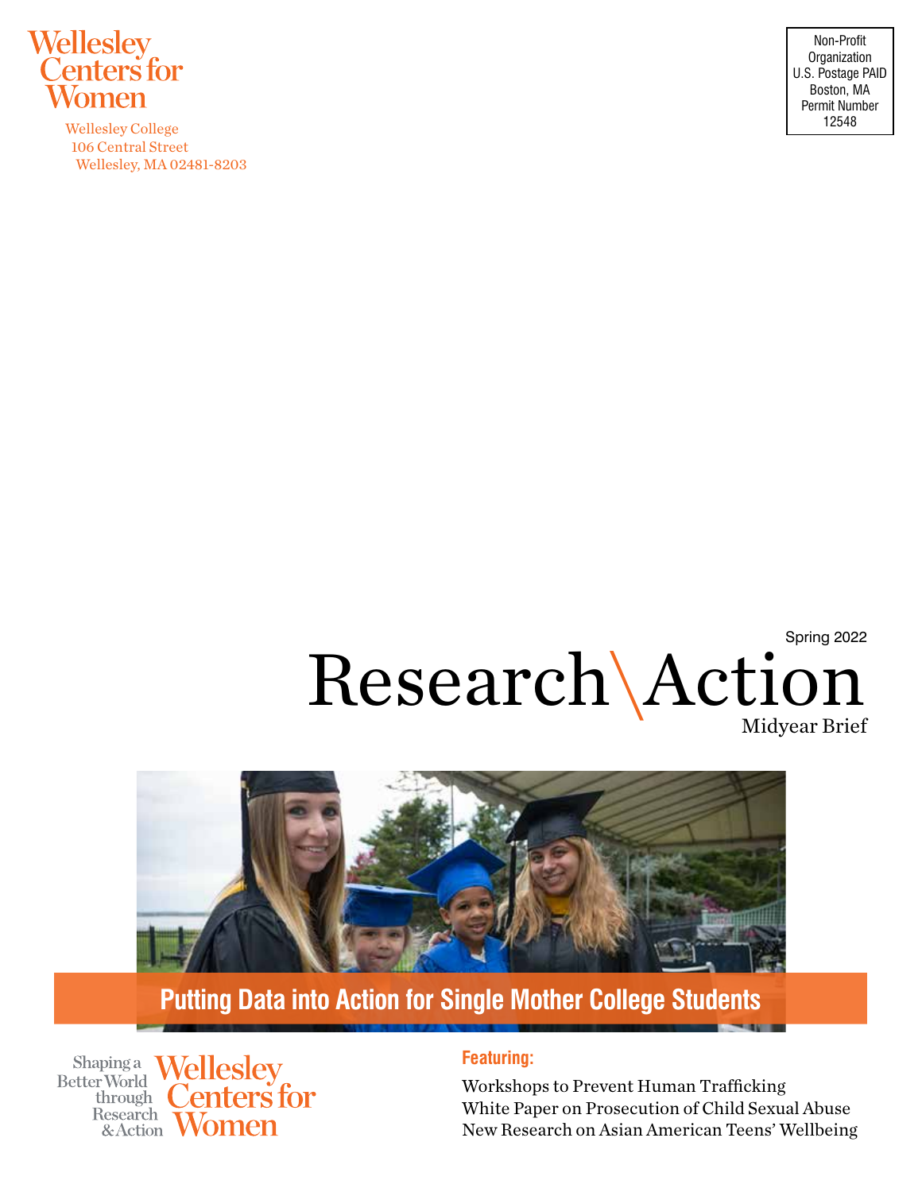Wellesley Centers for Women

Wellesley College
106 Central Street
Wellesley, MA 02481-8203

Non-Profit
Organization
U.S. Postage PAID
Boston, MA
Permit Number
12548

Spring 2022

# Research\Action

Midyear Brief

## Putting Data into Action for Single Mother College Students

Shaping a Better World through Research & Action

Wellesley Centers for Women

**Featuring:**

Workshops to Prevent Human Trafficking
White Paper on Prosecution of Child Sexual Abuse
New Research on Asian American Teens' Wellbeing